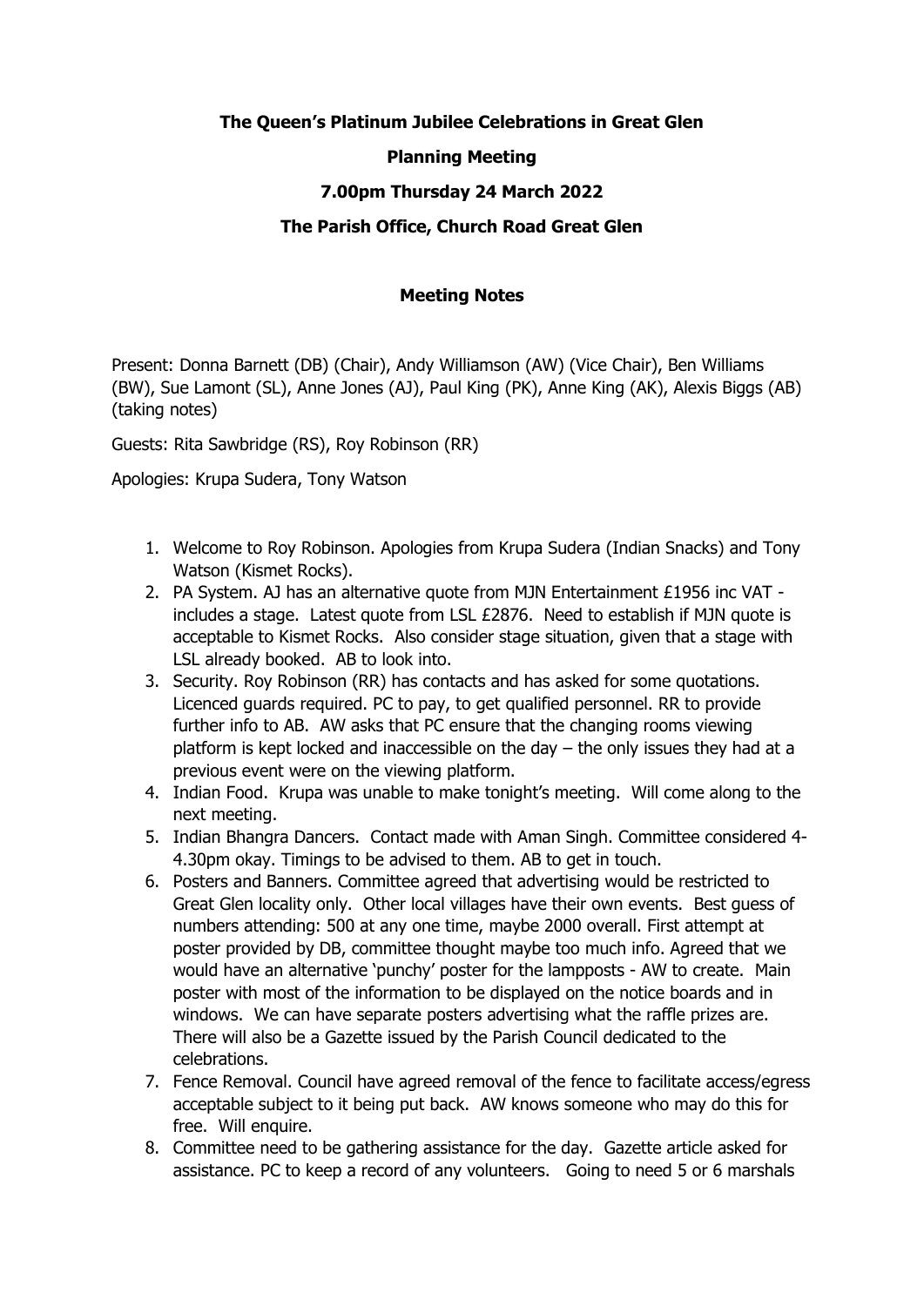**The Queen's Platinum Jubilee Celebrations in Great Glen**

**Planning Meeting**

**7.00pm Thursday 24 March 2022**

**The Parish Office, Church Road Great Glen**

**Meeting Notes**

Present: Donna Barnett (DB) (Chair), Andy Williamson (AW) (Vice Chair), Ben Williams (BW), Sue Lamont (SL), Anne Jones (AJ), Paul King (PK), Anne King (AK), Alexis Biggs (AB) (taking notes)

Guests: Rita Sawbridge (RS), Roy Robinson (RR)

Apologies: Krupa Sudera, Tony Watson

1. Welcome to Roy Robinson. Apologies from Krupa Sudera (Indian Snacks) and Tony Watson (Kismet Rocks).
2. PA System. AJ has an alternative quote from MJN Entertainment £1956 inc VAT - includes a stage. Latest quote from LSL £2876. Need to establish if MJN quote is acceptable to Kismet Rocks. Also consider stage situation, given that a stage with LSL already booked. AB to look into.
3. Security. Roy Robinson (RR) has contacts and has asked for some quotations. Licenced guards required. PC to pay, to get qualified personnel. RR to provide further info to AB. AW asks that PC ensure that the changing rooms viewing platform is kept locked and inaccessible on the day – the only issues they had at a previous event were on the viewing platform.
4. Indian Food. Krupa was unable to make tonight's meeting. Will come along to the next meeting.
5. Indian Bhangra Dancers. Contact made with Aman Singh. Committee considered 4-4.30pm okay. Timings to be advised to them. AB to get in touch.
6. Posters and Banners. Committee agreed that advertising would be restricted to Great Glen locality only. Other local villages have their own events. Best guess of numbers attending: 500 at any one time, maybe 2000 overall. First attempt at poster provided by DB, committee thought maybe too much info. Agreed that we would have an alternative 'punchy' poster for the lampposts - AW to create. Main poster with most of the information to be displayed on the notice boards and in windows. We can have separate posters advertising what the raffle prizes are. There will also be a Gazette issued by the Parish Council dedicated to the celebrations.
7. Fence Removal. Council have agreed removal of the fence to facilitate access/egress acceptable subject to it being put back. AW knows someone who may do this for free. Will enquire.
8. Committee need to be gathering assistance for the day. Gazette article asked for assistance. PC to keep a record of any volunteers. Going to need 5 or 6 marshals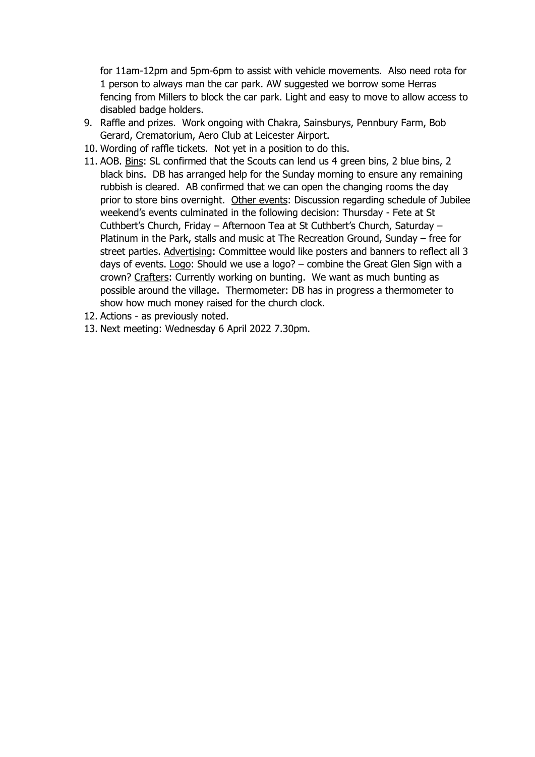for 11am-12pm and 5pm-6pm to assist with vehicle movements. Also need rota for 1 person to always man the car park. AW suggested we borrow some Herras fencing from Millers to block the car park. Light and easy to move to allow access to disabled badge holders.

9. Raffle and prizes. Work ongoing with Chakra, Sainsburys, Pennbury Farm, Bob Gerard, Crematorium, Aero Club at Leicester Airport.
10. Wording of raffle tickets. Not yet in a position to do this.
11. AOB. <u>Bins</u>: SL confirmed that the Scouts can lend us 4 green bins, 2 blue bins, 2 black bins. DB has arranged help for the Sunday morning to ensure any remaining rubbish is cleared. AB confirmed that we can open the changing rooms the day prior to store bins overnight. <u>Other events</u>: Discussion regarding schedule of Jubilee weekend's events culminated in the following decision: Thursday - Fete at St Cuthbert's Church, Friday – Afternoon Tea at St Cuthbert's Church, Saturday – Platinum in the Park, stalls and music at The Recreation Ground, Sunday – free for street parties. <u>Advertising</u>: Committee would like posters and banners to reflect all 3 days of events. <u>Logo</u>: Should we use a logo? – combine the Great Glen Sign with a crown? <u>Crafters</u>: Currently working on bunting. We want as much bunting as possible around the village. <u>Thermometer</u>: DB has in progress a thermometer to show how much money raised for the church clock.
12. Actions - as previously noted.
13. Next meeting: Wednesday 6 April 2022 7.30pm.